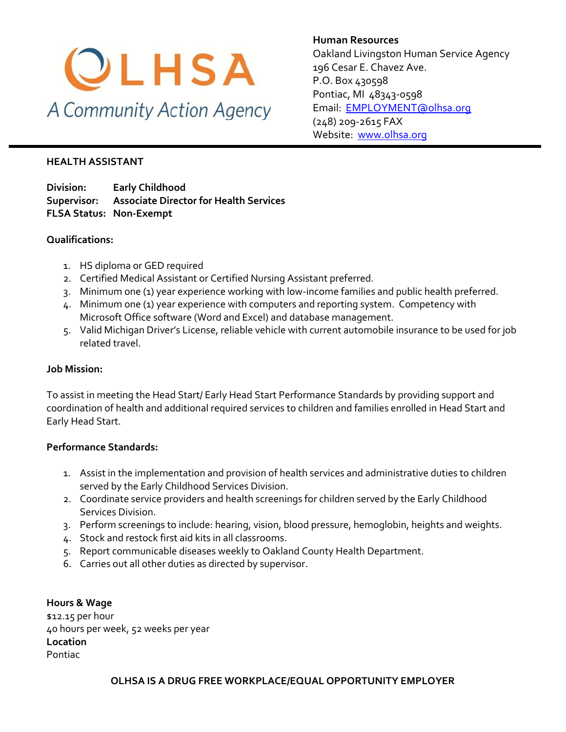OLHSA

*A Community Action Agency*

**Human Resources**
Oakland Livingston Human Service Agency
196 Cesar E. Chavez Ave.
P.O. Box 430598
Pontiac, MI 48343-0598
Email: [EMPLOYMENT@olhsa.org](mailto:EMPLOYMENT@olhsa.org)
(248) 209-2615 FAX
Website: [www.olhsa.org](http://www.olhsa.org)

---

## HEALTH ASSISTANT

**Division:** **Early Childhood**
**Supervisor:** **Associate Director for Health Services**
**FLSA Status:** **Non-Exempt**

### Qualifications:

1. HS diploma or GED required
2. Certified Medical Assistant or Certified Nursing Assistant preferred.
3. Minimum one (1) year experience working with low-income families and public health preferred.
4. Minimum one (1) year experience with computers and reporting system. Competency with Microsoft Office software (Word and Excel) and database management.
5. Valid Michigan Driver's License, reliable vehicle with current automobile insurance to be used for job related travel.

### Job Mission:

To assist in meeting the Head Start/ Early Head Start Performance Standards by providing support and coordination of health and additional required services to children and families enrolled in Head Start and Early Head Start.

### Performance Standards:

1. Assist in the implementation and provision of health services and administrative duties to children served by the Early Childhood Services Division.
2. Coordinate service providers and health screenings for children served by the Early Childhood Services Division.
3. Perform screenings to include: hearing, vision, blood pressure, hemoglobin, heights and weights.
4. Stock and restock first aid kits in all classrooms.
5. Report communicable diseases weekly to Oakland County Health Department.
6. Carries out all other duties as directed by supervisor.

**Hours & Wage**
$12.15 per hour
40 hours per week, 52 weeks per year
**Location**
Pontiac

**OLHSA IS A DRUG FREE WORKPLACE/EQUAL OPPORTUNITY EMPLOYER**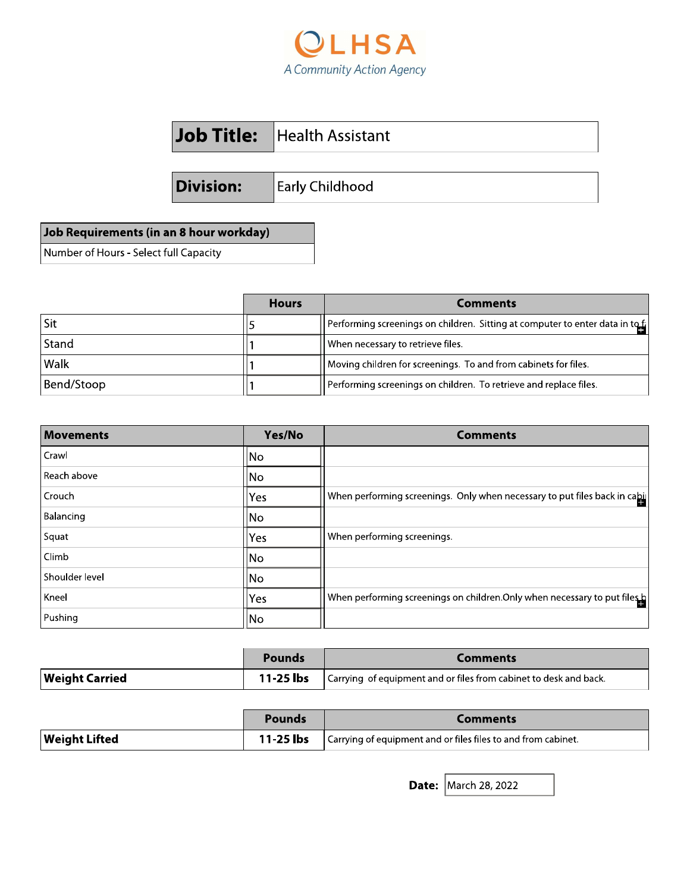**OLHSA**
*A Community Action Agency*

| **Job Title:** | Health Assistant |
|---|---|
| **Division:** | Early Childhood |

| **Job Requirements (in an 8 hour workday)** |
|---|
| Number of Hours - Select full Capacity |

| | **Hours** | **Comments** |
|---|---|---|
| Sit | 5 | Performing screenings on children. Sitting at computer to enter data in to f |
| Stand | 1 | When necessary to retrieve files. |
| Walk | 1 | Moving children for screenings. To and from cabinets for files. |
| Bend/Stoop | 1 | Performing screenings on children. To retrieve and replace files. |

| **Movements** | **Yes/No** | **Comments** |
|---|---|---|
| Crawl | No | |
| Reach above | No | |
| Crouch | Yes | When performing screenings. Only when necessary to put files back in cabi |
| Balancing | No | |
| Squat | Yes | When performing screenings. |
| Climb | No | |
| Shoulder level | No | |
| Kneel | Yes | When performing screenings on children.Only when necessary to put files b |
| Pushing | No | |

| | **Pounds** | **Comments** |
|---|---|---|
| **Weight Carried** | **11-25 lbs** | Carrying of equipment and or files from cabinet to desk and back. |

| | **Pounds** | **Comments** |
|---|---|---|
| **Weight Lifted** | **11-25 lbs** | Carrying of equipment and or files files to and from cabinet. |

**Date:** March 28, 2022